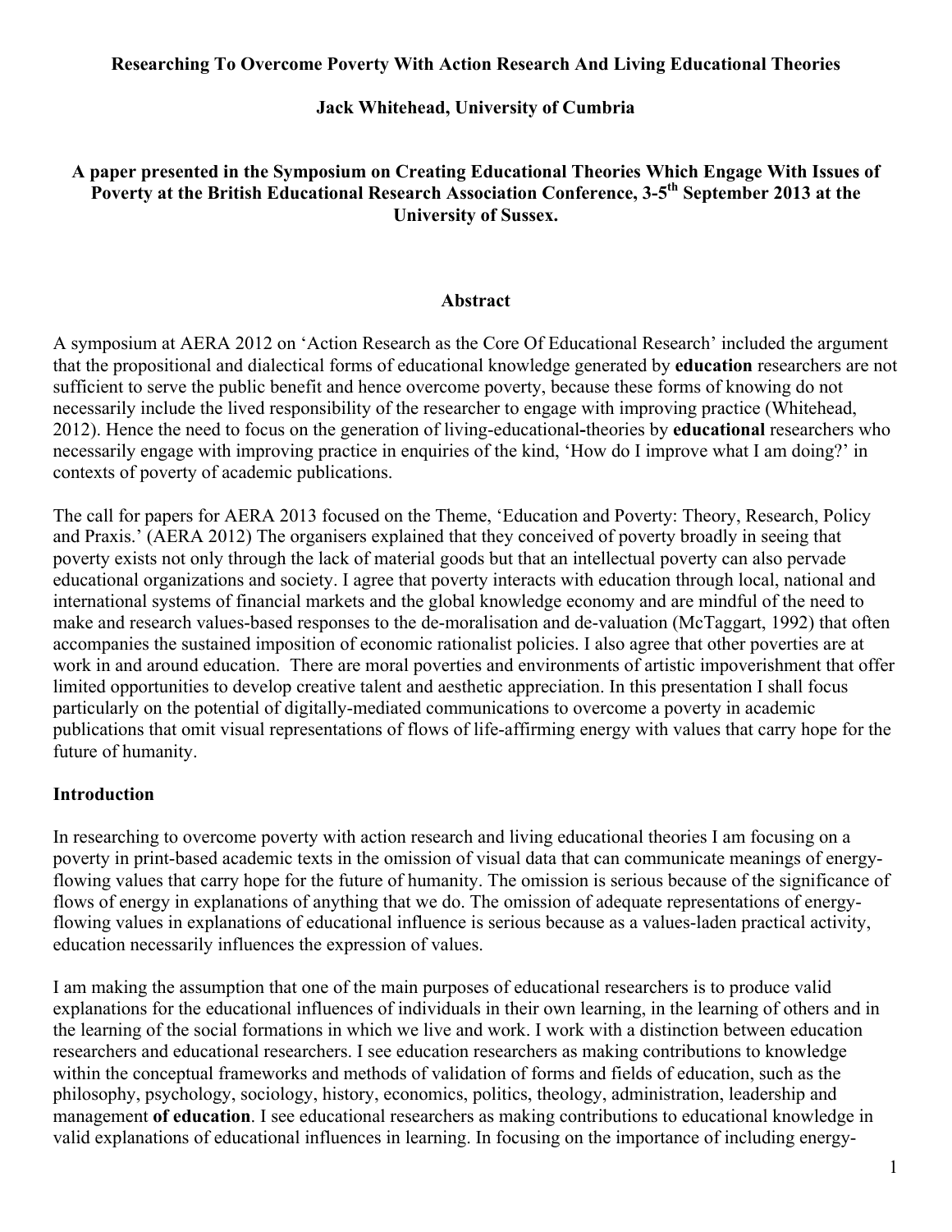**Researching To Overcome Poverty With Action Research And Living Educational Theories**

**Jack Whitehead, University of Cumbria**

**A paper presented in the Symposium on Creating Educational Theories Which Engage With Issues of Poverty at the British Educational Research Association Conference, 3-5th September 2013 at the University of Sussex.**

## Abstract

A symposium at AERA 2012 on 'Action Research as the Core Of Educational Research' included the argument that the propositional and dialectical forms of educational knowledge generated by **education** researchers are not sufficient to serve the public benefit and hence overcome poverty, because these forms of knowing do not necessarily include the lived responsibility of the researcher to engage with improving practice (Whitehead, 2012). Hence the need to focus on the generation of living-educational**-**theories by **educational** researchers who necessarily engage with improving practice in enquiries of the kind, 'How do I improve what I am doing?' in contexts of poverty of academic publications.

The call for papers for AERA 2013 focused on the Theme, 'Education and Poverty: Theory, Research, Policy and Praxis.' (AERA 2012) The organisers explained that they conceived of poverty broadly in seeing that poverty exists not only through the lack of material goods but that an intellectual poverty can also pervade educational organizations and society. I agree that poverty interacts with education through local, national and international systems of financial markets and the global knowledge economy and are mindful of the need to make and research values-based responses to the de-moralisation and de-valuation (McTaggart, 1992) that often accompanies the sustained imposition of economic rationalist policies. I also agree that other poverties are at work in and around education. There are moral poverties and environments of artistic impoverishment that offer limited opportunities to develop creative talent and aesthetic appreciation. In this presentation I shall focus particularly on the potential of digitally-mediated communications to overcome a poverty in academic publications that omit visual representations of flows of life-affirming energy with values that carry hope for the future of humanity.

## Introduction

In researching to overcome poverty with action research and living educational theories I am focusing on a poverty in print-based academic texts in the omission of visual data that can communicate meanings of energy-flowing values that carry hope for the future of humanity. The omission is serious because of the significance of flows of energy in explanations of anything that we do. The omission of adequate representations of energy-flowing values in explanations of educational influence is serious because as a values-laden practical activity, education necessarily influences the expression of values.

I am making the assumption that one of the main purposes of educational researchers is to produce valid explanations for the educational influences of individuals in their own learning, in the learning of others and in the learning of the social formations in which we live and work. I work with a distinction between education researchers and educational researchers. I see education researchers as making contributions to knowledge within the conceptual frameworks and methods of validation of forms and fields of education, such as the philosophy, psychology, sociology, history, economics, politics, theology, administration, leadership and management **of education**. I see educational researchers as making contributions to educational knowledge in valid explanations of educational influences in learning. In focusing on the importance of including energy-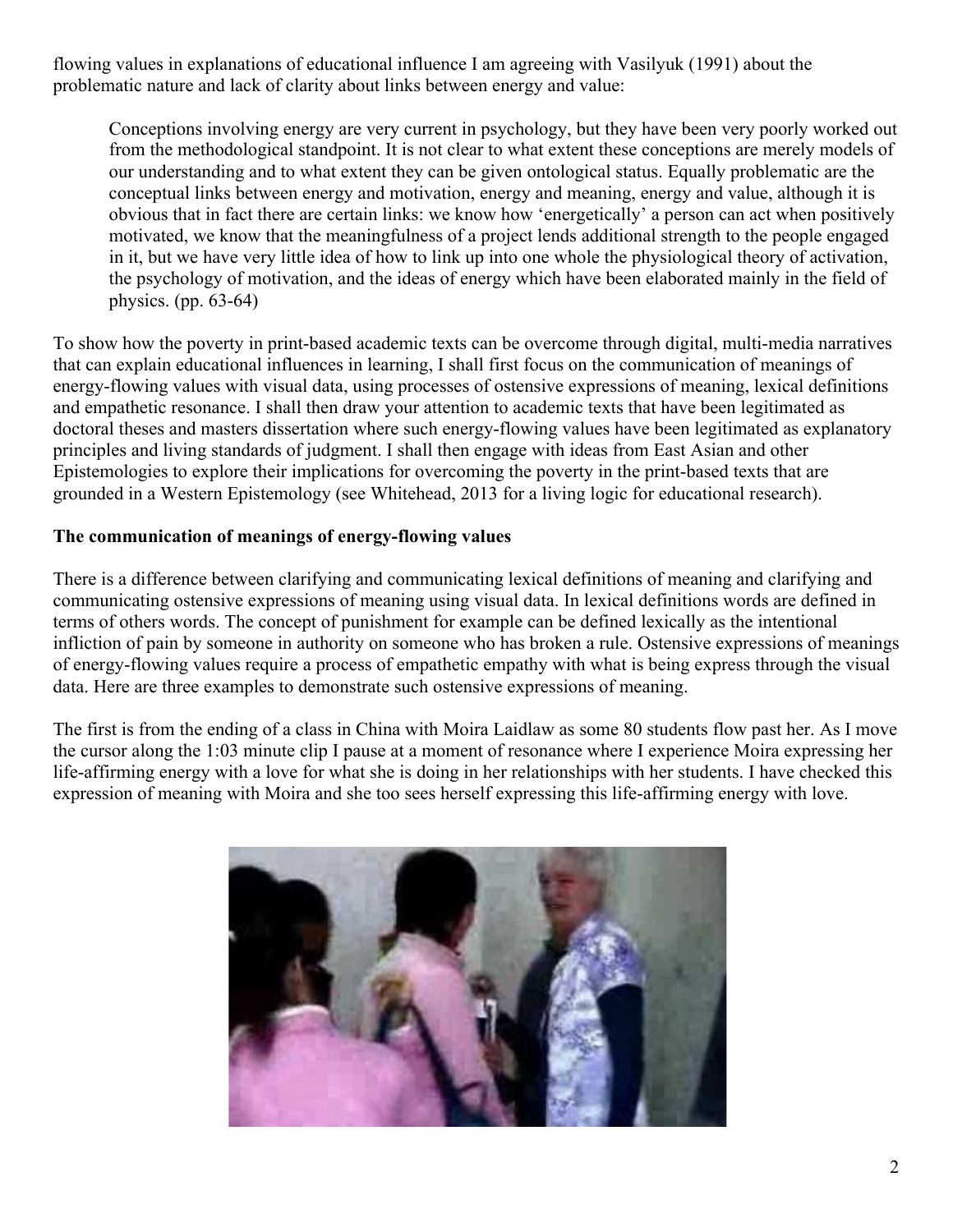flowing values in explanations of educational influence I am agreeing with Vasilyuk (1991) about the problematic nature and lack of clarity about links between energy and value:

> Conceptions involving energy are very current in psychology, but they have been very poorly worked out from the methodological standpoint. It is not clear to what extent these conceptions are merely models of our understanding and to what extent they can be given ontological status. Equally problematic are the conceptual links between energy and motivation, energy and meaning, energy and value, although it is obvious that in fact there are certain links: we know how 'energetically' a person can act when positively motivated, we know that the meaningfulness of a project lends additional strength to the people engaged in it, but we have very little idea of how to link up into one whole the physiological theory of activation, the psychology of motivation, and the ideas of energy which have been elaborated mainly in the field of physics. (pp. 63-64)

To show how the poverty in print-based academic texts can be overcome through digital, multi-media narratives that can explain educational influences in learning, I shall first focus on the communication of meanings of energy-flowing values with visual data, using processes of ostensive expressions of meaning, lexical definitions and empathetic resonance. I shall then draw your attention to academic texts that have been legitimated as doctoral theses and masters dissertation where such energy-flowing values have been legitimated as explanatory principles and living standards of judgment. I shall then engage with ideas from East Asian and other Epistemologies to explore their implications for overcoming the poverty in the print-based texts that are grounded in a Western Epistemology (see Whitehead, 2013 for a living logic for educational research).

**The communication of meanings of energy-flowing values**

There is a difference between clarifying and communicating lexical definitions of meaning and clarifying and communicating ostensive expressions of meaning using visual data. In lexical definitions words are defined in terms of others words. The concept of punishment for example can be defined lexically as the intentional infliction of pain by someone in authority on someone who has broken a rule. Ostensive expressions of meanings of energy-flowing values require a process of empathetic empathy with what is being express through the visual data. Here are three examples to demonstrate such ostensive expressions of meaning.

The first is from the ending of a class in China with Moira Laidlaw as some 80 students flow past her. As I move the cursor along the 1:03 minute clip I pause at a moment of resonance where I experience Moira expressing her life-affirming energy with a love for what she is doing in her relationships with her students. I have checked this expression of meaning with Moira and she too sees herself expressing this life-affirming energy with love.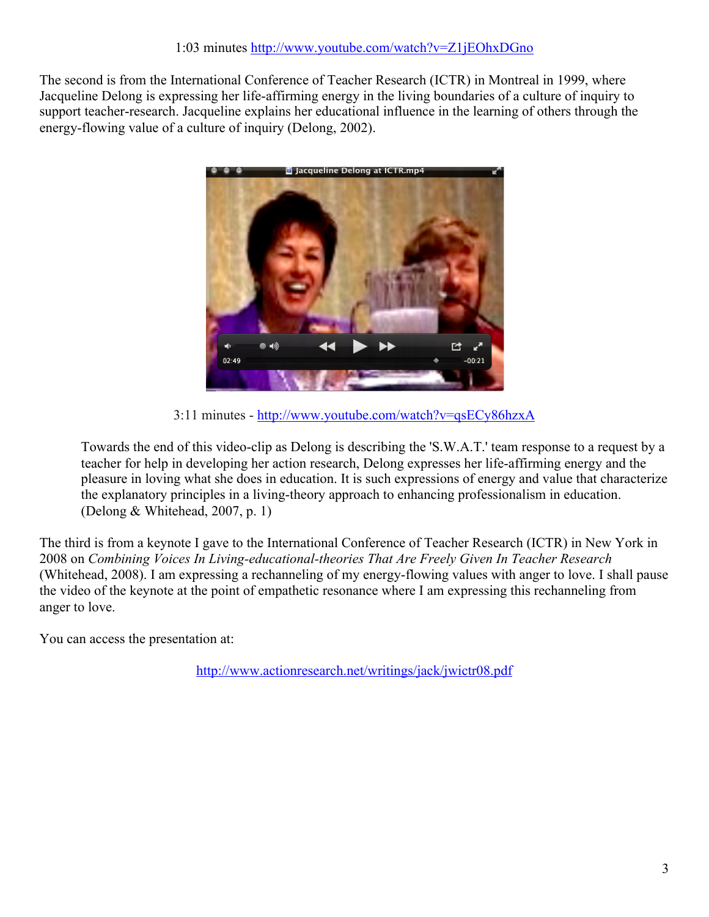1:03 minutes http://www.youtube.com/watch?v=Z1jEOhxDGno

The second is from the International Conference of Teacher Research (ICTR) in Montreal in 1999, where Jacqueline Delong is expressing her life-affirming energy in the living boundaries of a culture of inquiry to support teacher-research. Jacqueline explains her educational influence in the learning of others through the energy-flowing value of a culture of inquiry (Delong, 2002).

3:11 minutes - http://www.youtube.com/watch?v=qsECy86hzxA

> Towards the end of this video-clip as Delong is describing the 'S.W.A.T.' team response to a request by a teacher for help in developing her action research, Delong expresses her life-affirming energy and the pleasure in loving what she does in education. It is such expressions of energy and value that characterize the explanatory principles in a living-theory approach to enhancing professionalism in education. (Delong & Whitehead, 2007, p. 1)

The third is from a keynote I gave to the International Conference of Teacher Research (ICTR) in New York in 2008 on *Combining Voices In Living-educational-theories That Are Freely Given In Teacher Research* (Whitehead, 2008). I am expressing a rechanneling of my energy-flowing values with anger to love. I shall pause the video of the keynote at the point of empathetic resonance where I am expressing this rechanneling from anger to love.

You can access the presentation at:

http://www.actionresearch.net/writings/jack/jwictr08.pdf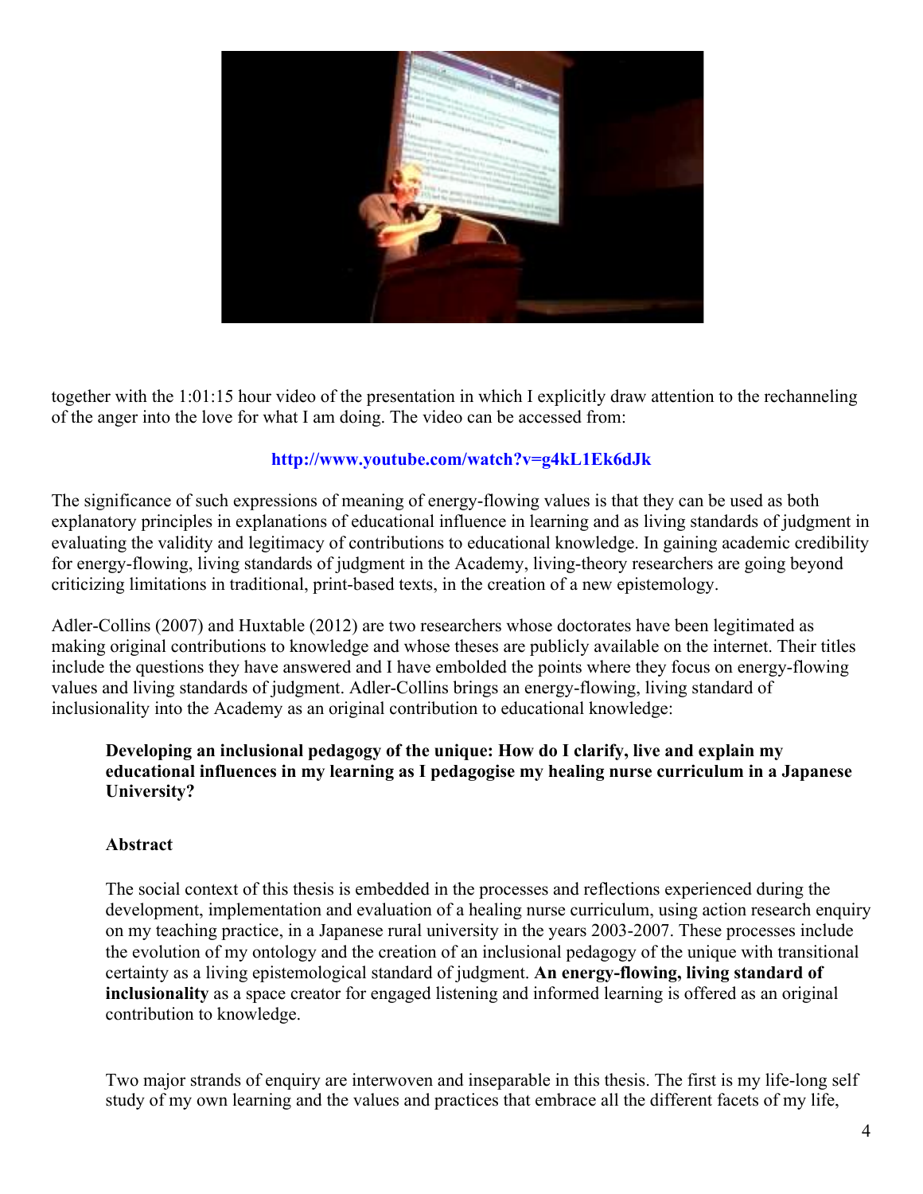together with the 1:01:15 hour video of the presentation in which I explicitly draw attention to the rechanneling of the anger into the love for what I am doing. The video can be accessed from:

**http://www.youtube.com/watch?v=g4kL1Ek6dJk**

The significance of such expressions of meaning of energy-flowing values is that they can be used as both explanatory principles in explanations of educational influence in learning and as living standards of judgment in evaluating the validity and legitimacy of contributions to educational knowledge. In gaining academic credibility for energy-flowing, living standards of judgment in the Academy, living-theory researchers are going beyond criticizing limitations in traditional, print-based texts, in the creation of a new epistemology.

Adler-Collins (2007) and Huxtable (2012) are two researchers whose doctorates have been legitimated as making original contributions to knowledge and whose theses are publicly available on the internet. Their titles include the questions they have answered and I have embolded the points where they focus on energy-flowing values and living standards of judgment. Adler-Collins brings an energy-flowing, living standard of inclusionality into the Academy as an original contribution to educational knowledge:

> **Developing an inclusional pedagogy of the unique: How do I clarify, live and explain my educational influences in my learning as I pedagogise my healing nurse curriculum in a Japanese University?**
>
> **Abstract**
>
> The social context of this thesis is embedded in the processes and reflections experienced during the development, implementation and evaluation of a healing nurse curriculum, using action research enquiry on my teaching practice, in a Japanese rural university in the years 2003-2007. These processes include the evolution of my ontology and the creation of an inclusional pedagogy of the unique with transitional certainty as a living epistemological standard of judgment. **An energy-flowing, living standard of inclusionality** as a space creator for engaged listening and informed learning is offered as an original contribution to knowledge.
>
> Two major strands of enquiry are interwoven and inseparable in this thesis. The first is my life-long self study of my own learning and the values and practices that embrace all the different facets of my life,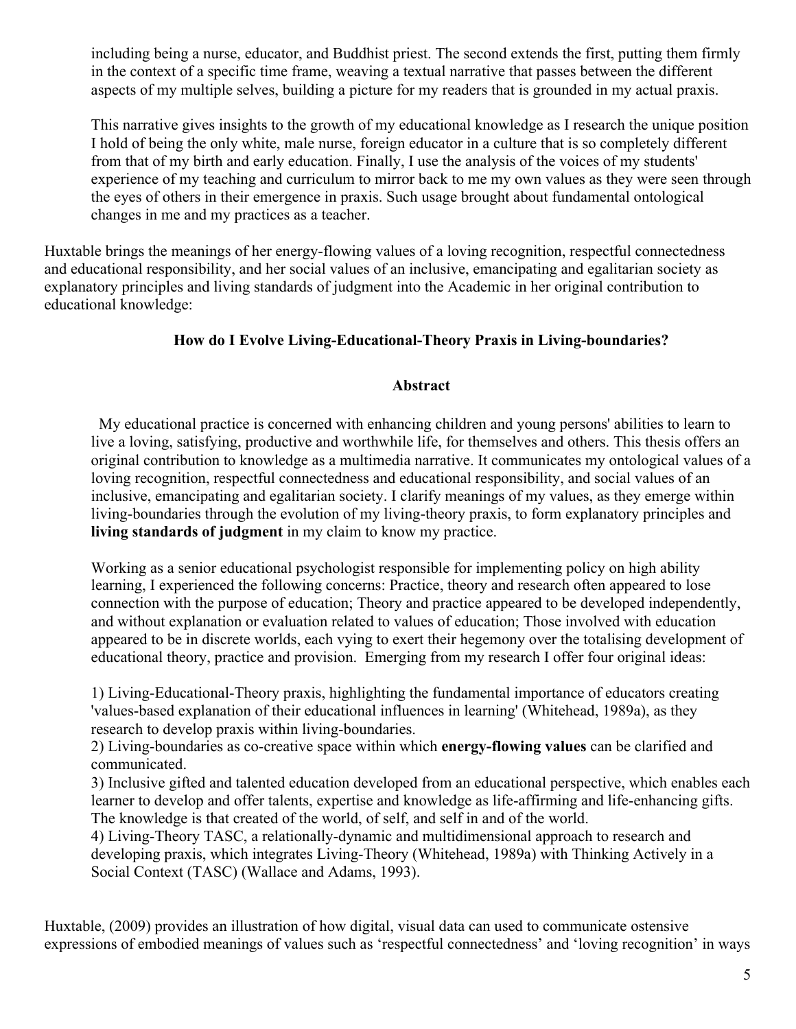> including being a nurse, educator, and Buddhist priest. The second extends the first, putting them firmly in the context of a specific time frame, weaving a textual narrative that passes between the different aspects of my multiple selves, building a picture for my readers that is grounded in my actual praxis.
>
> This narrative gives insights to the growth of my educational knowledge as I research the unique position I hold of being the only white, male nurse, foreign educator in a culture that is so completely different from that of my birth and early education. Finally, I use the analysis of the voices of my students' experience of my teaching and curriculum to mirror back to me my own values as they were seen through the eyes of others in their emergence in praxis. Such usage brought about fundamental ontological changes in me and my practices as a teacher.

Huxtable brings the meanings of her energy-flowing values of a loving recognition, respectful connectedness and educational responsibility, and her social values of an inclusive, emancipating and egalitarian society as explanatory principles and living standards of judgment into the Academic in her original contribution to educational knowledge:

> **How do I Evolve Living-Educational-Theory Praxis in Living-boundaries?**
>
> **Abstract**
>
> My educational practice is concerned with enhancing children and young persons' abilities to learn to live a loving, satisfying, productive and worthwhile life, for themselves and others. This thesis offers an original contribution to knowledge as a multimedia narrative. It communicates my ontological values of a loving recognition, respectful connectedness and educational responsibility, and social values of an inclusive, emancipating and egalitarian society. I clarify meanings of my values, as they emerge within living-boundaries through the evolution of my living-theory praxis, to form explanatory principles and **living standards of judgment** in my claim to know my practice.
>
> Working as a senior educational psychologist responsible for implementing policy on high ability learning, I experienced the following concerns: Practice, theory and research often appeared to lose connection with the purpose of education; Theory and practice appeared to be developed independently, and without explanation or evaluation related to values of education; Those involved with education appeared to be in discrete worlds, each vying to exert their hegemony over the totalising development of educational theory, practice and provision. Emerging from my research I offer four original ideas:
>
> 1) Living-Educational-Theory praxis, highlighting the fundamental importance of educators creating 'values-based explanation of their educational influences in learning' (Whitehead, 1989a), as they research to develop praxis within living-boundaries.
> 2) Living-boundaries as co-creative space within which **energy-flowing values** can be clarified and communicated.
> 3) Inclusive gifted and talented education developed from an educational perspective, which enables each learner to develop and offer talents, expertise and knowledge as life-affirming and life-enhancing gifts. The knowledge is that created of the world, of self, and self in and of the world.
> 4) Living-Theory TASC, a relationally-dynamic and multidimensional approach to research and developing praxis, which integrates Living-Theory (Whitehead, 1989a) with Thinking Actively in a Social Context (TASC) (Wallace and Adams, 1993).

Huxtable, (2009) provides an illustration of how digital, visual data can used to communicate ostensive expressions of embodied meanings of values such as 'respectful connectedness' and 'loving recognition' in ways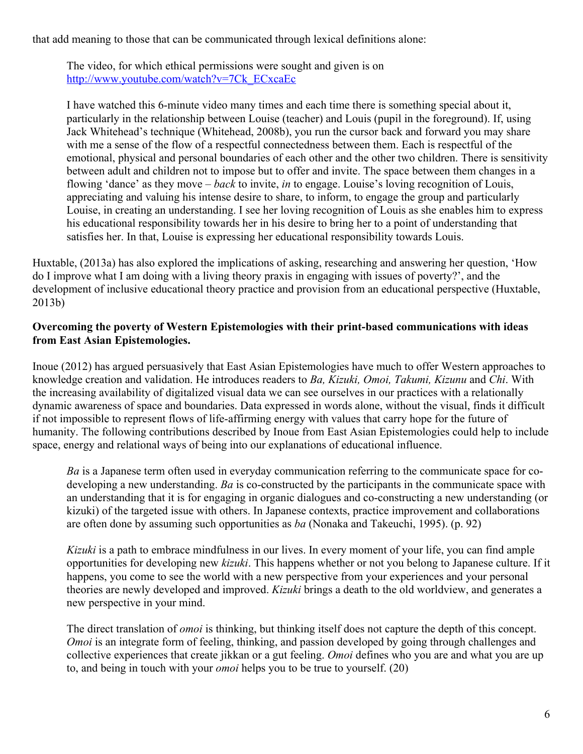that add meaning to those that can be communicated through lexical definitions alone:

> The video, for which ethical permissions were sought and given is on http://www.youtube.com/watch?v=7Ck_ECxcaEc
>
> I have watched this 6-minute video many times and each time there is something special about it, particularly in the relationship between Louise (teacher) and Louis (pupil in the foreground). If, using Jack Whitehead's technique (Whitehead, 2008b), you run the cursor back and forward you may share with me a sense of the flow of a respectful connectedness between them. Each is respectful of the emotional, physical and personal boundaries of each other and the other two children. There is sensitivity between adult and children not to impose but to offer and invite. The space between them changes in a flowing 'dance' as they move – *back* to invite, *in* to engage. Louise's loving recognition of Louis, appreciating and valuing his intense desire to share, to inform, to engage the group and particularly Louise, in creating an understanding. I see her loving recognition of Louis as she enables him to express his educational responsibility towards her in his desire to bring her to a point of understanding that satisfies her. In that, Louise is expressing her educational responsibility towards Louis.

Huxtable, (2013a) has also explored the implications of asking, researching and answering her question, 'How do I improve what I am doing with a living theory praxis in engaging with issues of poverty?', and the development of inclusive educational theory practice and provision from an educational perspective (Huxtable, 2013b)

**Overcoming the poverty of Western Epistemologies with their print-based communications with ideas from East Asian Epistemologies.**

Inoue (2012) has argued persuasively that East Asian Epistemologies have much to offer Western approaches to knowledge creation and validation. He introduces readers to *Ba, Kizuki, Omoi, Takumi, Kizunu* and *Chi*. With the increasing availability of digitalized visual data we can see ourselves in our practices with a relationally dynamic awareness of space and boundaries. Data expressed in words alone, without the visual, finds it difficult if not impossible to represent flows of life-affirming energy with values that carry hope for the future of humanity. The following contributions described by Inoue from East Asian Epistemologies could help to include space, energy and relational ways of being into our explanations of educational influence.

> *Ba* is a Japanese term often used in everyday communication referring to the communicate space for co-developing a new understanding. *Ba* is co-constructed by the participants in the communicate space with an understanding that it is for engaging in organic dialogues and co-constructing a new understanding (or kizuki) of the targeted issue with others. In Japanese contexts, practice improvement and collaborations are often done by assuming such opportunities as *ba* (Nonaka and Takeuchi, 1995). (p. 92)
>
> *Kizuki* is a path to embrace mindfulness in our lives. In every moment of your life, you can find ample opportunities for developing new *kizuki*. This happens whether or not you belong to Japanese culture. If it happens, you come to see the world with a new perspective from your experiences and your personal theories are newly developed and improved. *Kizuki* brings a death to the old worldview, and generates a new perspective in your mind.
>
> The direct translation of *omoi* is thinking, but thinking itself does not capture the depth of this concept. *Omoi* is an integrate form of feeling, thinking, and passion developed by going through challenges and collective experiences that create jikkan or a gut feeling. *Omoi* defines who you are and what you are up to, and being in touch with your *omoi* helps you to be true to yourself. (20)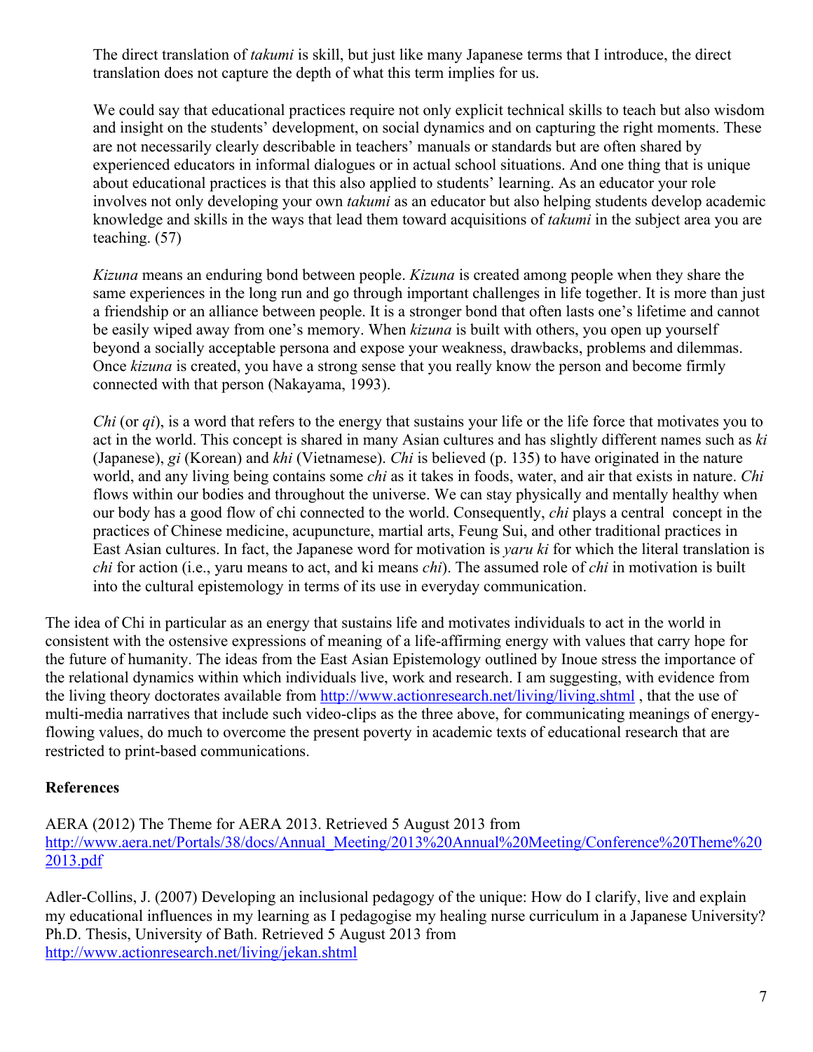> The direct translation of *takumi* is skill, but just like many Japanese terms that I introduce, the direct translation does not capture the depth of what this term implies for us.
>
> We could say that educational practices require not only explicit technical skills to teach but also wisdom and insight on the students' development, on social dynamics and on capturing the right moments. These are not necessarily clearly describable in teachers' manuals or standards but are often shared by experienced educators in informal dialogues or in actual school situations. And one thing that is unique about educational practices is that this also applied to students' learning. As an educator your role involves not only developing your own *takumi* as an educator but also helping students develop academic knowledge and skills in the ways that lead them toward acquisitions of *takumi* in the subject area you are teaching. (57)
>
> *Kizuna* means an enduring bond between people. *Kizuna* is created among people when they share the same experiences in the long run and go through important challenges in life together. It is more than just a friendship or an alliance between people. It is a stronger bond that often lasts one's lifetime and cannot be easily wiped away from one's memory. When *kizuna* is built with others, you open up yourself beyond a socially acceptable persona and expose your weakness, drawbacks, problems and dilemmas. Once *kizuna* is created, you have a strong sense that you really know the person and become firmly connected with that person (Nakayama, 1993).
>
> *Chi* (or *qi*), is a word that refers to the energy that sustains your life or the life force that motivates you to act in the world. This concept is shared in many Asian cultures and has slightly different names such as *ki* (Japanese), *gi* (Korean) and *khi* (Vietnamese). *Chi* is believed (p. 135) to have originated in the nature world, and any living being contains some *chi* as it takes in foods, water, and air that exists in nature. *Chi* flows within our bodies and throughout the universe. We can stay physically and mentally healthy when our body has a good flow of chi connected to the world. Consequently, *chi* plays a central concept in the practices of Chinese medicine, acupuncture, martial arts, Feung Sui, and other traditional practices in East Asian cultures. In fact, the Japanese word for motivation is *yaru ki* for which the literal translation is *chi* for action (i.e., yaru means to act, and ki means *chi*). The assumed role of *chi* in motivation is built into the cultural epistemology in terms of its use in everyday communication.

The idea of Chi in particular as an energy that sustains life and motivates individuals to act in the world in consistent with the ostensive expressions of meaning of a life-affirming energy with values that carry hope for the future of humanity. The ideas from the East Asian Epistemology outlined by Inoue stress the importance of the relational dynamics within which individuals live, work and research. I am suggesting, with evidence from the living theory doctorates available from http://www.actionresearch.net/living/living.shtml , that the use of multi-media narratives that include such video-clips as the three above, for communicating meanings of energy-flowing values, do much to overcome the present poverty in academic texts of educational research that are restricted to print-based communications.

**References**

AERA (2012) The Theme for AERA 2013. Retrieved 5 August 2013 from http://www.aera.net/Portals/38/docs/Annual_Meeting/2013%20Annual%20Meeting/Conference%20Theme%202013.pdf

Adler-Collins, J. (2007) Developing an inclusional pedagogy of the unique: How do I clarify, live and explain my educational influences in my learning as I pedagogise my healing nurse curriculum in a Japanese University? Ph.D. Thesis, University of Bath. Retrieved 5 August 2013 from http://www.actionresearch.net/living/jekan.shtml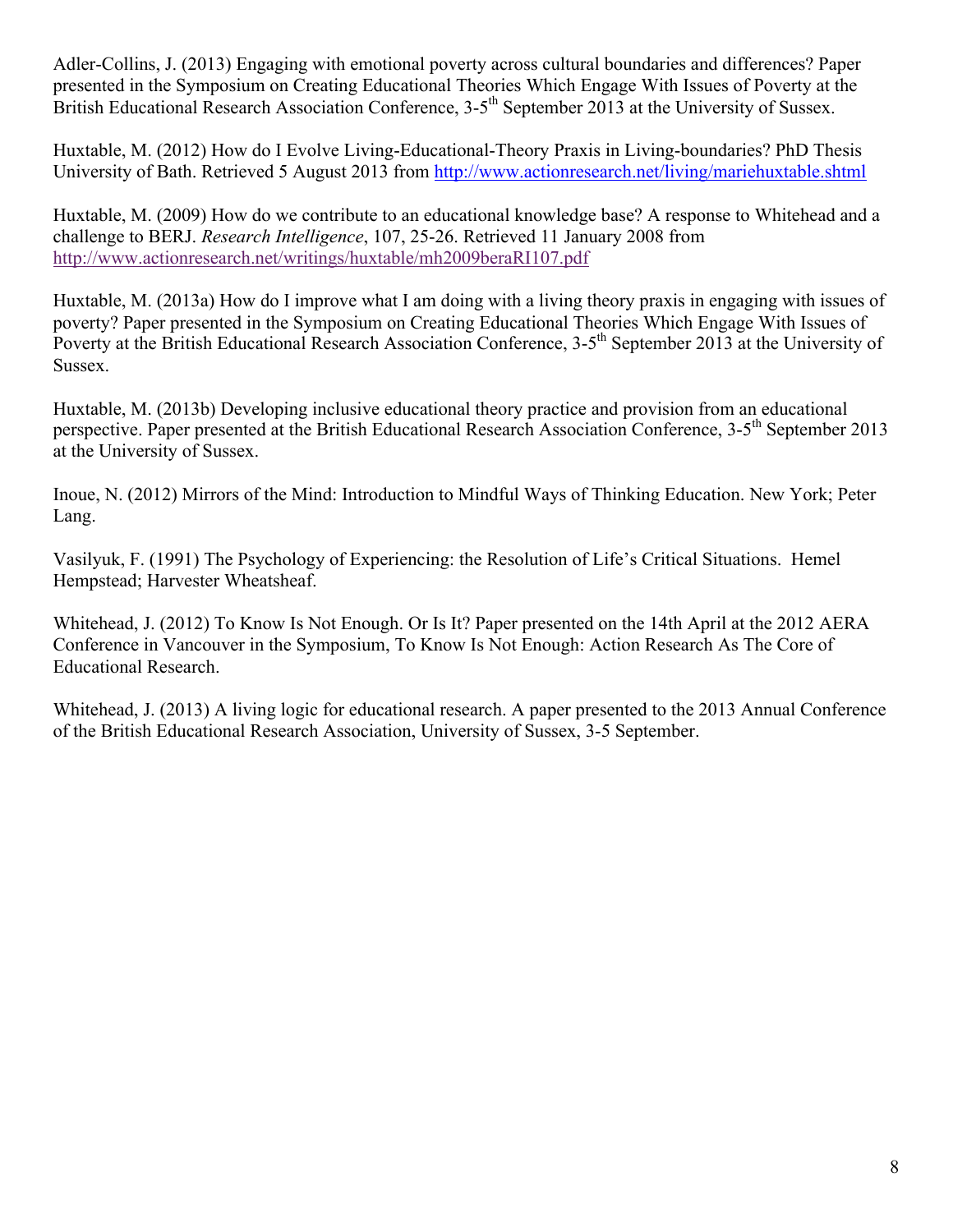Adler-Collins, J. (2013) Engaging with emotional poverty across cultural boundaries and differences? Paper presented in the Symposium on Creating Educational Theories Which Engage With Issues of Poverty at the British Educational Research Association Conference, 3-5th September 2013 at the University of Sussex.

Huxtable, M. (2012) How do I Evolve Living-Educational-Theory Praxis in Living-boundaries? PhD Thesis University of Bath. Retrieved 5 August 2013 from http://www.actionresearch.net/living/mariehuxtable.shtml

Huxtable, M. (2009) How do we contribute to an educational knowledge base? A response to Whitehead and a challenge to BERJ. *Research Intelligence*, 107, 25-26. Retrieved 11 January 2008 from http://www.actionresearch.net/writings/huxtable/mh2009beraRI107.pdf

Huxtable, M. (2013a) How do I improve what I am doing with a living theory praxis in engaging with issues of poverty? Paper presented in the Symposium on Creating Educational Theories Which Engage With Issues of Poverty at the British Educational Research Association Conference, 3-5th September 2013 at the University of Sussex.

Huxtable, M. (2013b) Developing inclusive educational theory practice and provision from an educational perspective. Paper presented at the British Educational Research Association Conference, 3-5th September 2013 at the University of Sussex.

Inoue, N. (2012) Mirrors of the Mind: Introduction to Mindful Ways of Thinking Education. New York; Peter Lang.

Vasilyuk, F. (1991) The Psychology of Experiencing: the Resolution of Life's Critical Situations. Hemel Hempstead; Harvester Wheatsheaf.

Whitehead, J. (2012) To Know Is Not Enough. Or Is It? Paper presented on the 14th April at the 2012 AERA Conference in Vancouver in the Symposium, To Know Is Not Enough: Action Research As The Core of Educational Research.

Whitehead, J. (2013) A living logic for educational research. A paper presented to the 2013 Annual Conference of the British Educational Research Association, University of Sussex, 3-5 September.